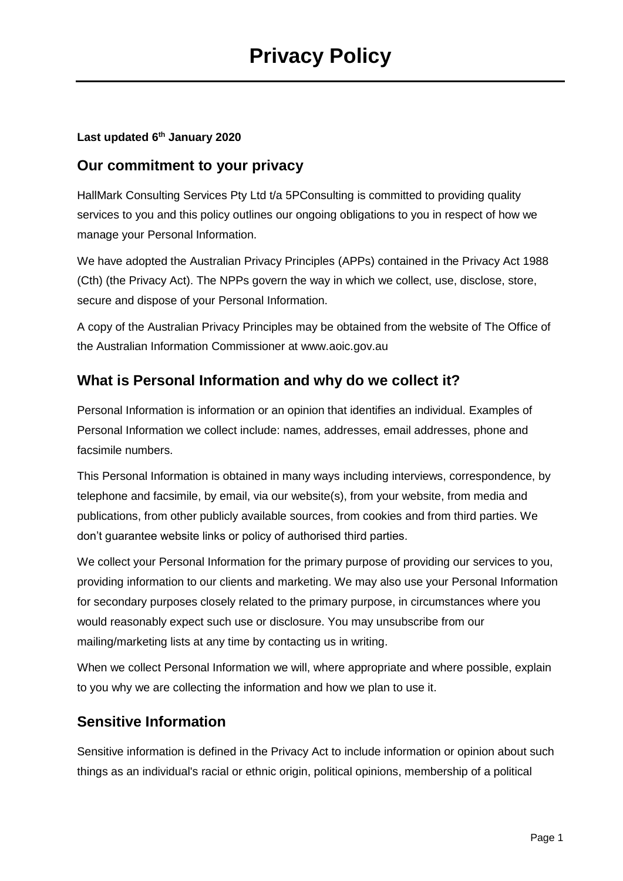# Privacy Policy

**Last updated 6th January 2020**

## Our commitment to your privacy

HallMark Consulting Services Pty Ltd t/a 5PConsulting is committed to providing quality services to you and this policy outlines our ongoing obligations to you in respect of how we manage your Personal Information.

We have adopted the Australian Privacy Principles (APPs) contained in the Privacy Act 1988 (Cth) (the Privacy Act). The NPPs govern the way in which we collect, use, disclose, store, secure and dispose of your Personal Information.

A copy of the Australian Privacy Principles may be obtained from the website of The Office of the Australian Information Commissioner at www.aoic.gov.au

## What is Personal Information and why do we collect it?

Personal Information is information or an opinion that identifies an individual. Examples of Personal Information we collect include: names, addresses, email addresses, phone and facsimile numbers.

This Personal Information is obtained in many ways including interviews, correspondence, by telephone and facsimile, by email, via our website(s), from your website, from media and publications, from other publicly available sources, from cookies and from third parties. We don't guarantee website links or policy of authorised third parties.

We collect your Personal Information for the primary purpose of providing our services to you, providing information to our clients and marketing. We may also use your Personal Information for secondary purposes closely related to the primary purpose, in circumstances where you would reasonably expect such use or disclosure. You may unsubscribe from our mailing/marketing lists at any time by contacting us in writing.

When we collect Personal Information we will, where appropriate and where possible, explain to you why we are collecting the information and how we plan to use it.

## Sensitive Information

Sensitive information is defined in the Privacy Act to include information or opinion about such things as an individual's racial or ethnic origin, political opinions, membership of a political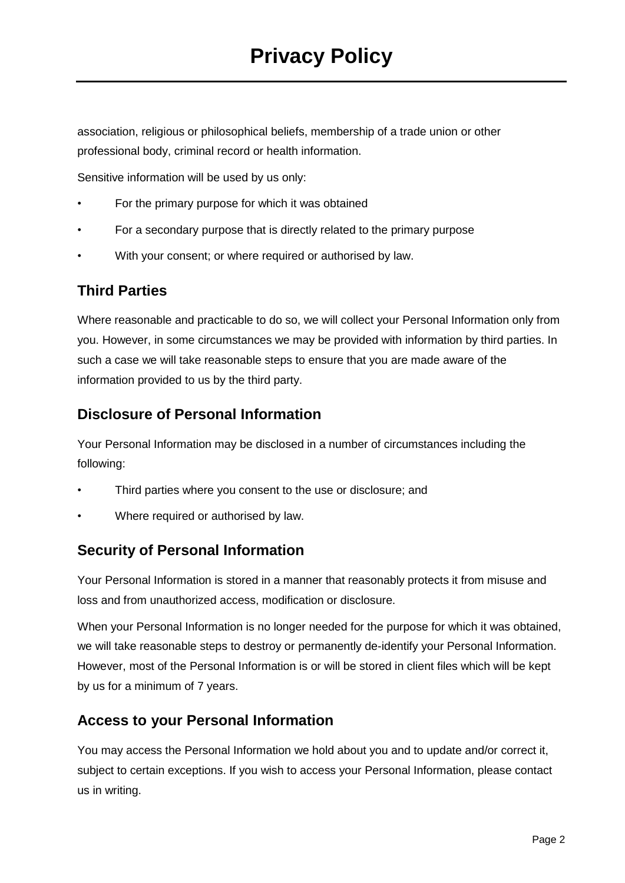association, religious or philosophical beliefs, membership of a trade union or other professional body, criminal record or health information.

Sensitive information will be used by us only:

- For the primary purpose for which it was obtained
- For a secondary purpose that is directly related to the primary purpose
- With your consent; or where required or authorised by law.

## Third Parties

Where reasonable and practicable to do so, we will collect your Personal Information only from you. However, in some circumstances we may be provided with information by third parties. In such a case we will take reasonable steps to ensure that you are made aware of the information provided to us by the third party.

## Disclosure of Personal Information

Your Personal Information may be disclosed in a number of circumstances including the following:

- Third parties where you consent to the use or disclosure; and
- Where required or authorised by law.

## Security of Personal Information

Your Personal Information is stored in a manner that reasonably protects it from misuse and loss and from unauthorized access, modification or disclosure.

When your Personal Information is no longer needed for the purpose for which it was obtained, we will take reasonable steps to destroy or permanently de-identify your Personal Information. However, most of the Personal Information is or will be stored in client files which will be kept by us for a minimum of 7 years.

## Access to your Personal Information

You may access the Personal Information we hold about you and to update and/or correct it, subject to certain exceptions. If you wish to access your Personal Information, please contact us in writing.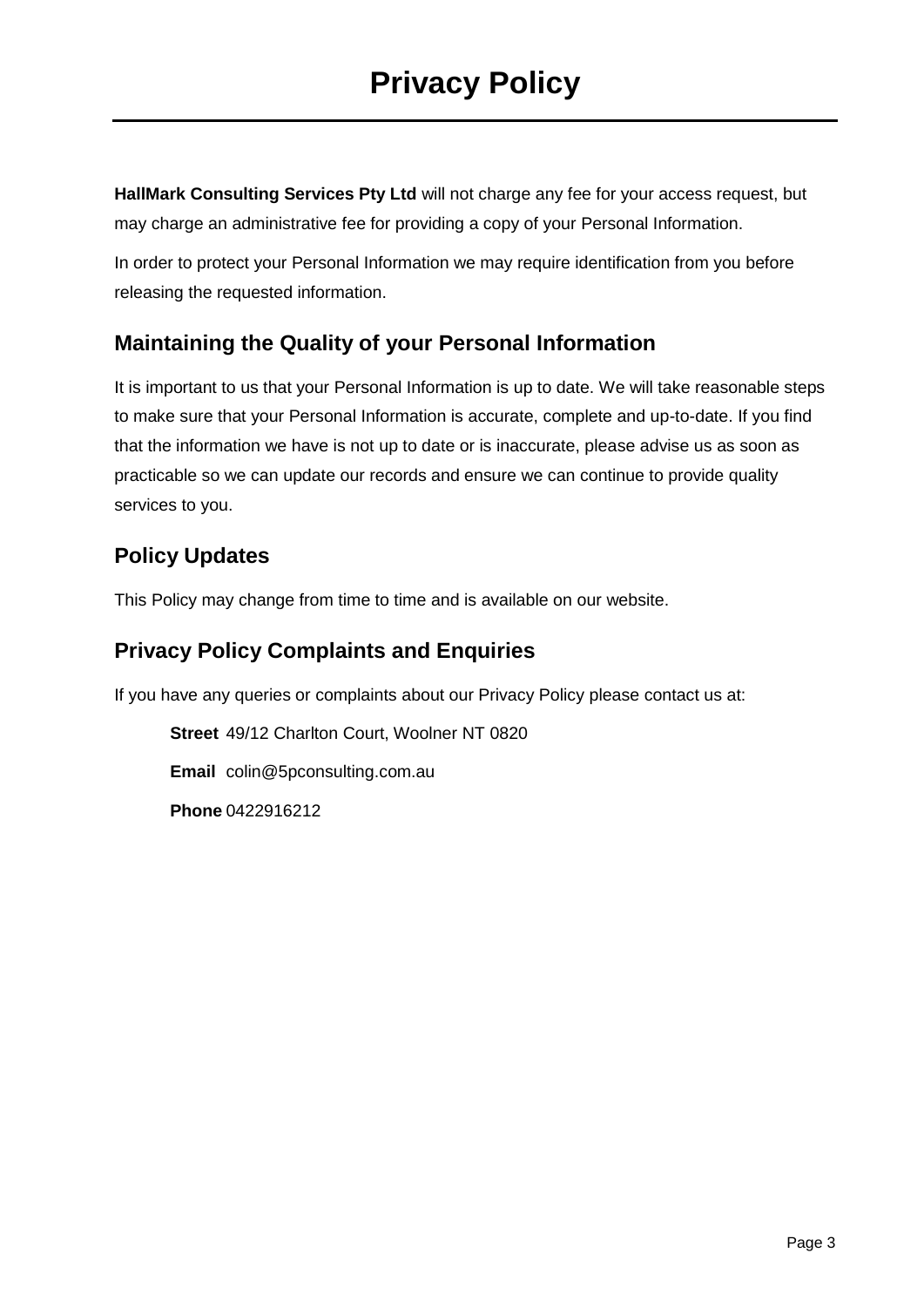# Privacy Policy

**HallMark Consulting Services Pty Ltd** will not charge any fee for your access request, but may charge an administrative fee for providing a copy of your Personal Information.

In order to protect your Personal Information we may require identification from you before releasing the requested information.

## Maintaining the Quality of your Personal Information

It is important to us that your Personal Information is up to date. We will take reasonable steps to make sure that your Personal Information is accurate, complete and up-to-date. If you find that the information we have is not up to date or is inaccurate, please advise us as soon as practicable so we can update our records and ensure we can continue to provide quality services to you.

## Policy Updates

This Policy may change from time to time and is available on our website.

## Privacy Policy Complaints and Enquiries

If you have any queries or complaints about our Privacy Policy please contact us at:

**Street** 49/12 Charlton Court, Woolner NT 0820

**Email** colin@5pconsulting.com.au

**Phone** 0422916212